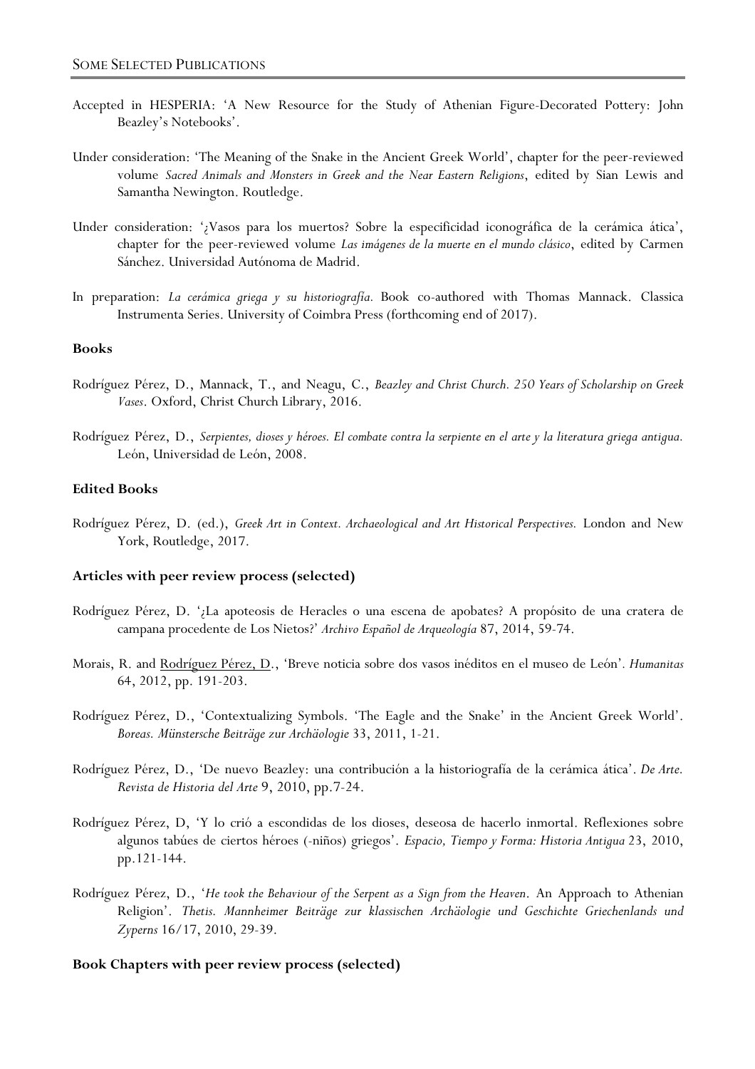## Some Selected Publications

Accepted in HESPERIA: 'A New Resource for the Study of Athenian Figure-Decorated Pottery: John Beazley's Notebooks'.

Under consideration: 'The Meaning of the Snake in the Ancient Greek World', chapter for the peer-reviewed volume *Sacred Animals and Monsters in Greek and the Near Eastern Religions*, edited by Sian Lewis and Samantha Newington. Routledge.

Under consideration: '¿Vasos para los muertos? Sobre la especificidad iconográfica de la cerámica ática', chapter for the peer-reviewed volume *Las imágenes de la muerte en el mundo clásico*, edited by Carmen Sánchez. Universidad Autónoma de Madrid.

In preparation: *La cerámica griega y su historiografía.* Book co-authored with Thomas Mannack. Classica Instrumenta Series. University of Coimbra Press (forthcoming end of 2017).

### Books

Rodríguez Pérez, D., Mannack, T., and Neagu, C., *Beazley and Christ Church. 250 Years of Scholarship on Greek Vases*. Oxford, Christ Church Library, 2016.

Rodríguez Pérez, D., *Serpientes, dioses y héroes. El combate contra la serpiente en el arte y la literatura griega antigua.* León, Universidad de León, 2008.

### Edited Books

Rodríguez Pérez, D. (ed.), *Greek Art in Context. Archaeological and Art Historical Perspectives.* London and New York, Routledge, 2017.

### Articles with peer review process (selected)

Rodríguez Pérez, D. '¿La apoteosis de Heracles o una escena de apobates? A propósito de una cratera de campana procedente de Los Nietos?' *Archivo Español de Arqueología* 87, 2014, 59-74.

Morais, R. and <u>Rodríguez Pérez, D.</u>, 'Breve noticia sobre dos vasos inéditos en el museo de León'. *Humanitas* 64, 2012, pp. 191-203.

Rodríguez Pérez, D., 'Contextualizing Symbols. 'The Eagle and the Snake' in the Ancient Greek World'. *Boreas. Münstersche Beiträge zur Archäologie* 33, 2011, 1-21.

Rodríguez Pérez, D., 'De nuevo Beazley: una contribución a la historiografía de la cerámica ática'. *De Arte. Revista de Historia del Arte* 9, 2010, pp.7-24.

Rodríguez Pérez, D, 'Y lo crió a escondidas de los dioses, deseosa de hacerlo inmortal. Reflexiones sobre algunos tabúes de ciertos héroes (-niños) griegos'. *Espacio, Tiempo y Forma: Historia Antigua* 23, 2010, pp.121-144.

Rodríguez Pérez, D., '*He took the Behaviour of the Serpent as a Sign from the Heaven*. An Approach to Athenian Religion'. *Thetis. Mannheimer Beiträge zur klassischen Archäologie und Geschichte Griechenlands und Zyperns* 16/17, 2010, 29-39.

### Book Chapters with peer review process (selected)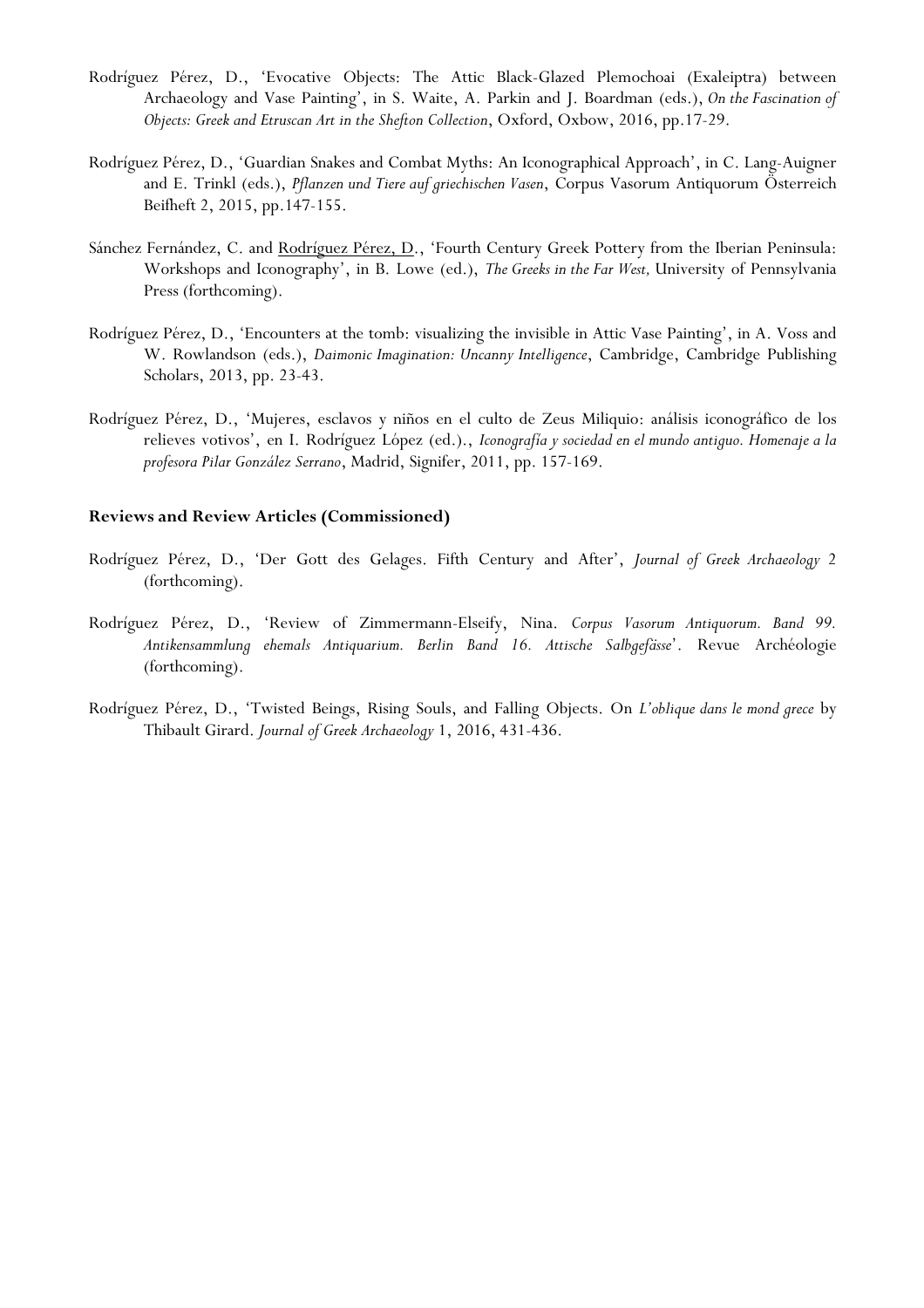Rodríguez Pérez, D., 'Evocative Objects: The Attic Black-Glazed Plemochoai (Exaleiptra) between Archaeology and Vase Painting', in S. Waite, A. Parkin and J. Boardman (eds.), *On the Fascination of Objects: Greek and Etruscan Art in the Shefton Collection*, Oxford, Oxbow, 2016, pp.17-29.

Rodríguez Pérez, D., 'Guardian Snakes and Combat Myths: An Iconographical Approach', in C. Lang-Auigner and E. Trinkl (eds.), *Pflanzen und Tiere auf griechischen Vasen*, Corpus Vasorum Antiquorum Österreich Beifheft 2, 2015, pp.147-155.

Sánchez Fernández, C. and <u>Rodríguez Pérez, D</u>., 'Fourth Century Greek Pottery from the Iberian Peninsula: Workshops and Iconography', in B. Lowe (ed.), *The Greeks in the Far West,* University of Pennsylvania Press (forthcoming).

Rodríguez Pérez, D., 'Encounters at the tomb: visualizing the invisible in Attic Vase Painting', in A. Voss and W. Rowlandson (eds.), *Daimonic Imagination: Uncanny Intelligence*, Cambridge, Cambridge Publishing Scholars, 2013, pp. 23-43.

Rodríguez Pérez, D., 'Mujeres, esclavos y niños en el culto de Zeus Miliquio: análisis iconográfico de los relieves votivos', en I. Rodríguez López (ed.)., *Iconografía y sociedad en el mundo antiguo. Homenaje a la profesora Pilar González Serrano*, Madrid, Signifer, 2011, pp. 157-169.

**Reviews and Review Articles (Commissioned)**

Rodríguez Pérez, D., 'Der Gott des Gelages. Fifth Century and After', *Journal of Greek Archaeology* 2 (forthcoming).

Rodríguez Pérez, D., 'Review of Zimmermann-Elseify, Nina. *Corpus Vasorum Antiquorum. Band 99. Antikensammlung ehemals Antiquarium. Berlin Band 16. Attische Salbgefässe*'. Revue Archéologie (forthcoming).

Rodríguez Pérez, D., 'Twisted Beings, Rising Souls, and Falling Objects. On *L'oblique dans le mond grece* by Thibault Girard. *Journal of Greek Archaeology* 1, 2016, 431-436.